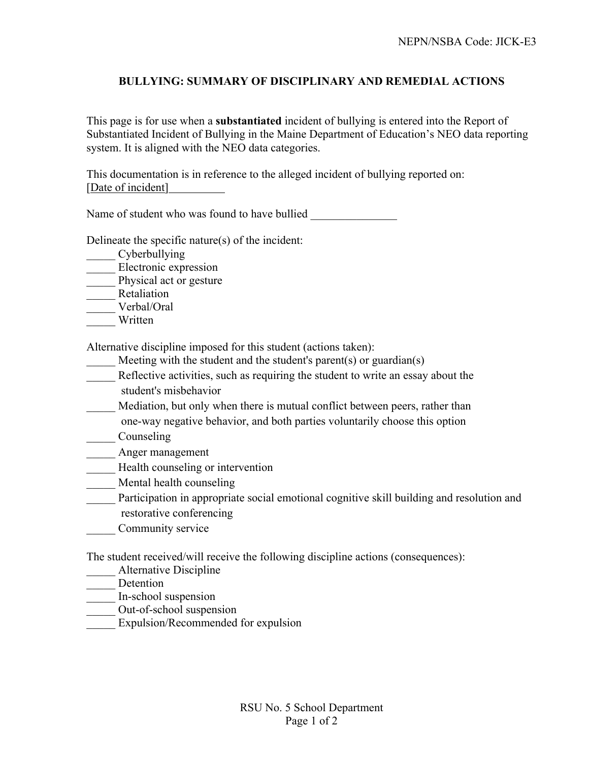NEPN/NSBA Code: JICK-E3

## BULLYING: SUMMARY OF DISCIPLINARY AND REMEDIAL ACTIONS

This page is for use when a **substantiated** incident of bullying is entered into the Report of Substantiated Incident of Bullying in the Maine Department of Education's NEO data reporting system. It is aligned with the NEO data categories.

This documentation is in reference to the alleged incident of bullying reported on: [Date of incident]__________

Name of student who was found to have bullied _______________

Delineate the specific nature(s) of the incident:

_____ Cyberbullying
_____ Electronic expression
_____ Physical act or gesture
_____ Retaliation
_____ Verbal/Oral
_____ Written

Alternative discipline imposed for this student (actions taken):

_____ Meeting with the student and the student's parent(s) or guardian(s)
_____ Reflective activities, such as requiring the student to write an essay about the student's misbehavior
_____ Mediation, but only when there is mutual conflict between peers, rather than one-way negative behavior, and both parties voluntarily choose this option
_____ Counseling
_____ Anger management
_____ Health counseling or intervention
_____ Mental health counseling
_____ Participation in appropriate social emotional cognitive skill building and resolution and restorative conferencing
_____ Community service

The student received/will receive the following discipline actions (consequences):

_____ Alternative Discipline
_____ Detention
_____ In-school suspension
_____ Out-of-school suspension
_____ Expulsion/Recommended for expulsion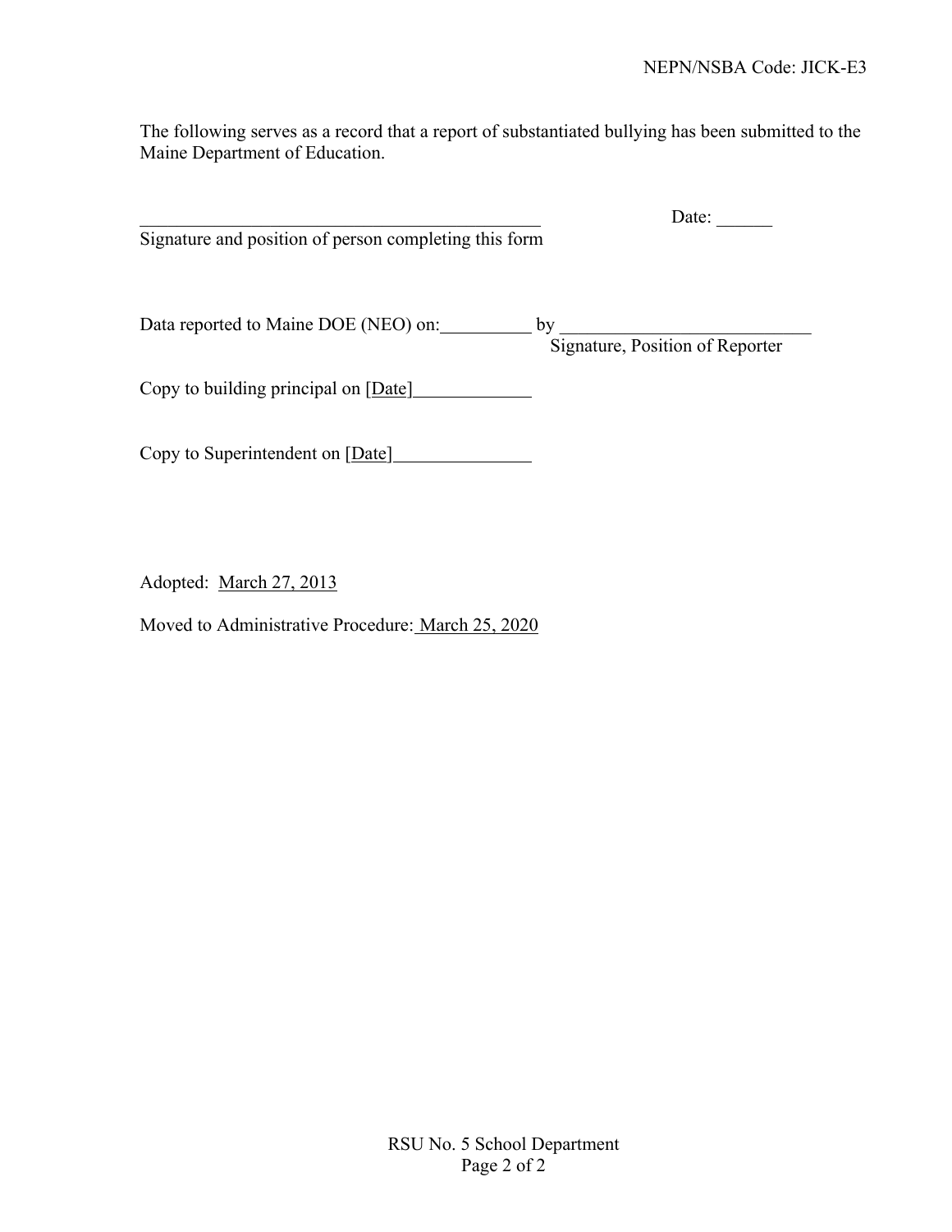The following serves as a record that a report of substantiated bullying has been submitted to the Maine Department of Education.

_____________________________________________ Date: ______
Signature and position of person completing this form

Data reported to Maine DOE (NEO) on:__________ by ___________________________
Signature, Position of Reporter

Copy to building principal on [Date]_____________

Copy to Superintendent on [Date]_______________

Adopted: March 27, 2013

Moved to Administrative Procedure: March 25, 2020